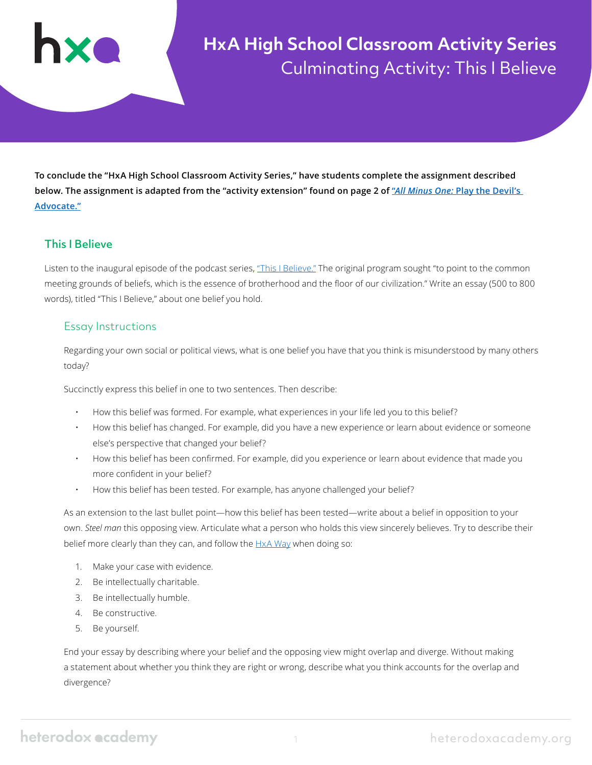# HxA High School Classroom Activity Series

Culminating Activity: This I Believe

**To conclude the "HxA High School Classroom Activity Series," have students complete the assignment described below. The assignment is adapted from the "activity extension" found on page 2 of ["*All Minus One:* Play the Devil's Advocate."]()**

## This I Believe

Listen to the inaugural episode of the podcast series, ["This I Believe."]() The original program sought "to point to the common meeting grounds of beliefs, which is the essence of brotherhood and the floor of our civilization." Write an essay (500 to 800 words), titled "This I Believe," about one belief you hold.

### Essay Instructions

Regarding your own social or political views, what is one belief you have that you think is misunderstood by many others today?

Succinctly express this belief in one to two sentences. Then describe:

- How this belief was formed. For example, what experiences in your life led you to this belief?
- How this belief has changed. For example, did you have a new experience or learn about evidence or someone else's perspective that changed your belief?
- How this belief has been confirmed. For example, did you experience or learn about evidence that made you more confident in your belief?
- How this belief has been tested. For example, has anyone challenged your belief?

As an extension to the last bullet point—how this belief has been tested—write about a belief in opposition to your own. *Steel man* this opposing view. Articulate what a person who holds this view sincerely believes. Try to describe their belief more clearly than they can, and follow the [HxA Way]() when doing so:

1. Make your case with evidence.
2. Be intellectually charitable.
3. Be intellectually humble.
4. Be constructive.
5. Be yourself.

End your essay by describing where your belief and the opposing view might overlap and diverge. Without making a statement about whether you think they are right or wrong, describe what you think accounts for the overlap and divergence?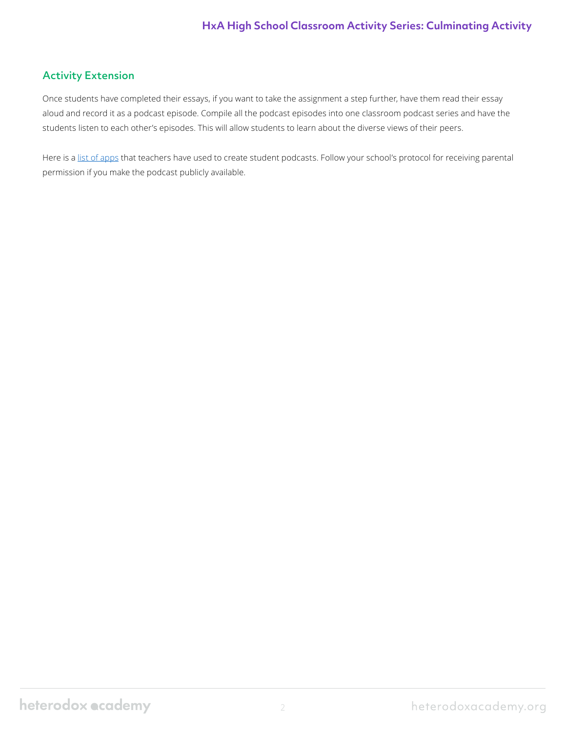## Activity Extension

Once students have completed their essays, if you want to take the assignment a step further, have them read their essay aloud and record it as a podcast episode. Compile all the podcast episodes into one classroom podcast series and have the students listen to each other's episodes. This will allow students to learn about the diverse views of their peers.

Here is a list of apps that teachers have used to create student podcasts. Follow your school's protocol for receiving parental permission if you make the podcast publicly available.